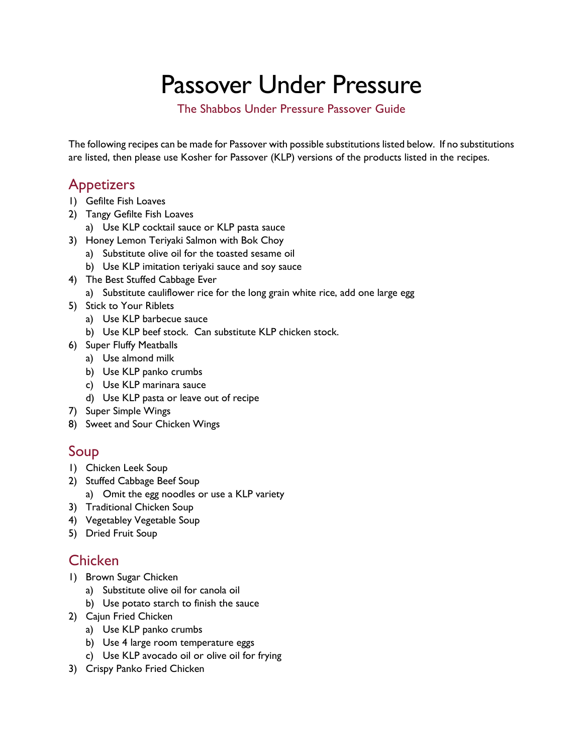# Passover Under Pressure

The Shabbos Under Pressure Passover Guide

The following recipes can be made for Passover with possible substitutions listed below. If no substitutions are listed, then please use Kosher for Passover (KLP) versions of the products listed in the recipes.

## Appetizers

1) Gefilte Fish Loaves
2) Tangy Gefilte Fish Loaves
   a) Use KLP cocktail sauce or KLP pasta sauce
3) Honey Lemon Teriyaki Salmon with Bok Choy
   a) Substitute olive oil for the toasted sesame oil
   b) Use KLP imitation teriyaki sauce and soy sauce
4) The Best Stuffed Cabbage Ever
   a) Substitute cauliflower rice for the long grain white rice, add one large egg
5) Stick to Your Riblets
   a) Use KLP barbecue sauce
   b) Use KLP beef stock. Can substitute KLP chicken stock.
6) Super Fluffy Meatballs
   a) Use almond milk
   b) Use KLP panko crumbs
   c) Use KLP marinara sauce
   d) Use KLP pasta or leave out of recipe
7) Super Simple Wings
8) Sweet and Sour Chicken Wings

## Soup

1) Chicken Leek Soup
2) Stuffed Cabbage Beef Soup
   a) Omit the egg noodles or use a KLP variety
3) Traditional Chicken Soup
4) Vegetabley Vegetable Soup
5) Dried Fruit Soup

## Chicken

1) Brown Sugar Chicken
   a) Substitute olive oil for canola oil
   b) Use potato starch to finish the sauce
2) Cajun Fried Chicken
   a) Use KLP panko crumbs
   b) Use 4 large room temperature eggs
   c) Use KLP avocado oil or olive oil for frying
3) Crispy Panko Fried Chicken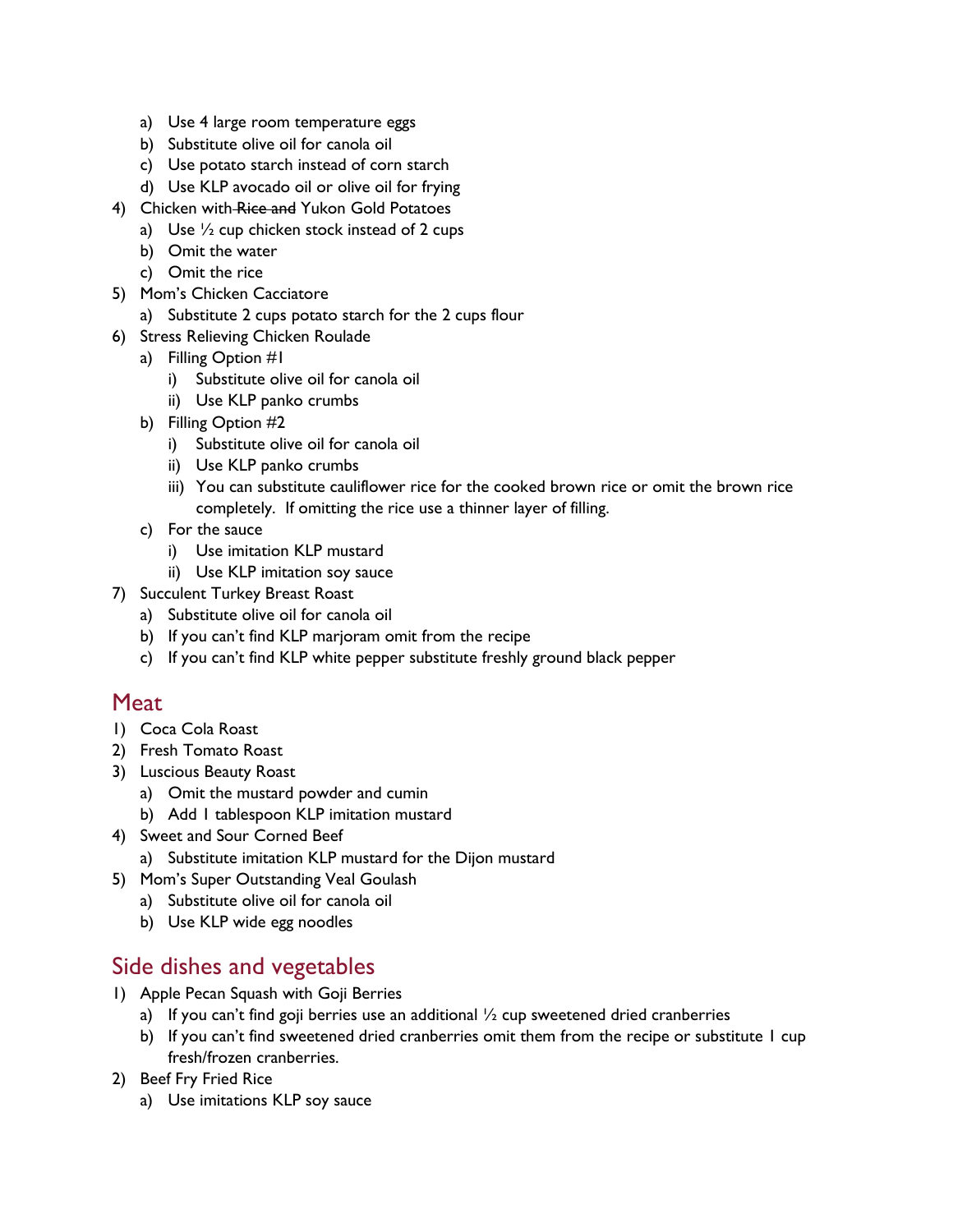a) Use 4 large room temperature eggs
   b) Substitute olive oil for canola oil
   c) Use potato starch instead of corn starch
   d) Use KLP avocado oil or olive oil for frying
4) Chicken with ~~Rice and~~ Yukon Gold Potatoes
   a) Use ½ cup chicken stock instead of 2 cups
   b) Omit the water
   c) Omit the rice
5) Mom's Chicken Cacciatore
   a) Substitute 2 cups potato starch for the 2 cups flour
6) Stress Relieving Chicken Roulade
   a) Filling Option #1
      i) Substitute olive oil for canola oil
      ii) Use KLP panko crumbs
   b) Filling Option #2
      i) Substitute olive oil for canola oil
      ii) Use KLP panko crumbs
      iii) You can substitute cauliflower rice for the cooked brown rice or omit the brown rice completely. If omitting the rice use a thinner layer of filling.
   c) For the sauce
      i) Use imitation KLP mustard
      ii) Use KLP imitation soy sauce
7) Succulent Turkey Breast Roast
   a) Substitute olive oil for canola oil
   b) If you can't find KLP marjoram omit from the recipe
   c) If you can't find KLP white pepper substitute freshly ground black pepper

## Meat

1) Coca Cola Roast
2) Fresh Tomato Roast
3) Luscious Beauty Roast
   a) Omit the mustard powder and cumin
   b) Add 1 tablespoon KLP imitation mustard
4) Sweet and Sour Corned Beef
   a) Substitute imitation KLP mustard for the Dijon mustard
5) Mom's Super Outstanding Veal Goulash
   a) Substitute olive oil for canola oil
   b) Use KLP wide egg noodles

## Side dishes and vegetables

1) Apple Pecan Squash with Goji Berries
   a) If you can't find goji berries use an additional ½ cup sweetened dried cranberries
   b) If you can't find sweetened dried cranberries omit them from the recipe or substitute 1 cup fresh/frozen cranberries.
2) Beef Fry Fried Rice
   a) Use imitations KLP soy sauce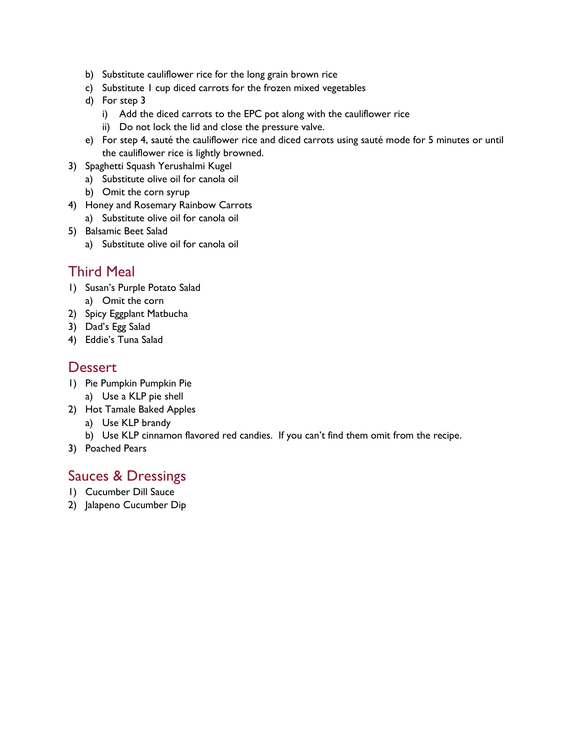b) Substitute cauliflower rice for the long grain brown rice
c) Substitute 1 cup diced carrots for the frozen mixed vegetables
d) For step 3
    i) Add the diced carrots to the EPC pot along with the cauliflower rice
    ii) Do not lock the lid and close the pressure valve.
e) For step 4, sauté the cauliflower rice and diced carrots using sauté mode for 5 minutes or until the cauliflower rice is lightly browned.

3) Spaghetti Squash Yerushalmi Kugel
    a) Substitute olive oil for canola oil
    b) Omit the corn syrup
4) Honey and Rosemary Rainbow Carrots
    a) Substitute olive oil for canola oil
5) Balsamic Beet Salad
    a) Substitute olive oil for canola oil

## Third Meal

1) Susan's Purple Potato Salad
    a) Omit the corn
2) Spicy Eggplant Matbucha
3) Dad's Egg Salad
4) Eddie's Tuna Salad

## Dessert

1) Pie Pumpkin Pumpkin Pie
    a) Use a KLP pie shell
2) Hot Tamale Baked Apples
    a) Use KLP brandy
    b) Use KLP cinnamon flavored red candies. If you can't find them omit from the recipe.
3) Poached Pears

## Sauces & Dressings

1) Cucumber Dill Sauce
2) Jalapeno Cucumber Dip